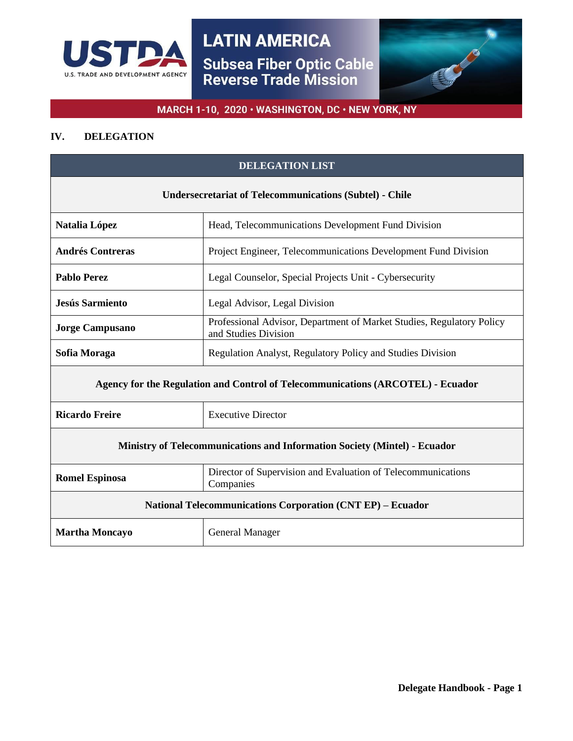LATIN AMERICA

Subsea Fiber Optic Cable Reverse Trade Mission

MARCH 1-10, 2020 • WASHINGTON, DC • NEW YORK, NY

## IV. DELEGATION

| DELEGATION LIST | |
|---|---|
| **Undersecretariat of Telecommunications (Subtel) - Chile** | |
| **Natalia López** | Head, Telecommunications Development Fund Division |
| **Andrés Contreras** | Project Engineer, Telecommunications Development Fund Division |
| **Pablo Perez** | Legal Counselor, Special Projects Unit - Cybersecurity |
| **Jesús Sarmiento** | Legal Advisor, Legal Division |
| **Jorge Campusano** | Professional Advisor, Department of Market Studies, Regulatory Policy and Studies Division |
| **Sofia Moraga** | Regulation Analyst, Regulatory Policy and Studies Division |
| **Agency for the Regulation and Control of Telecommunications (ARCOTEL) - Ecuador** | |
| **Ricardo Freire** | Executive Director |
| **Ministry of Telecommunications and Information Society (Mintel) - Ecuador** | |
| **Romel Espinosa** | Director of Supervision and Evaluation of Telecommunications Companies |
| **National Telecommunications Corporation (CNT EP) – Ecuador** | |
| **Martha Moncayo** | General Manager |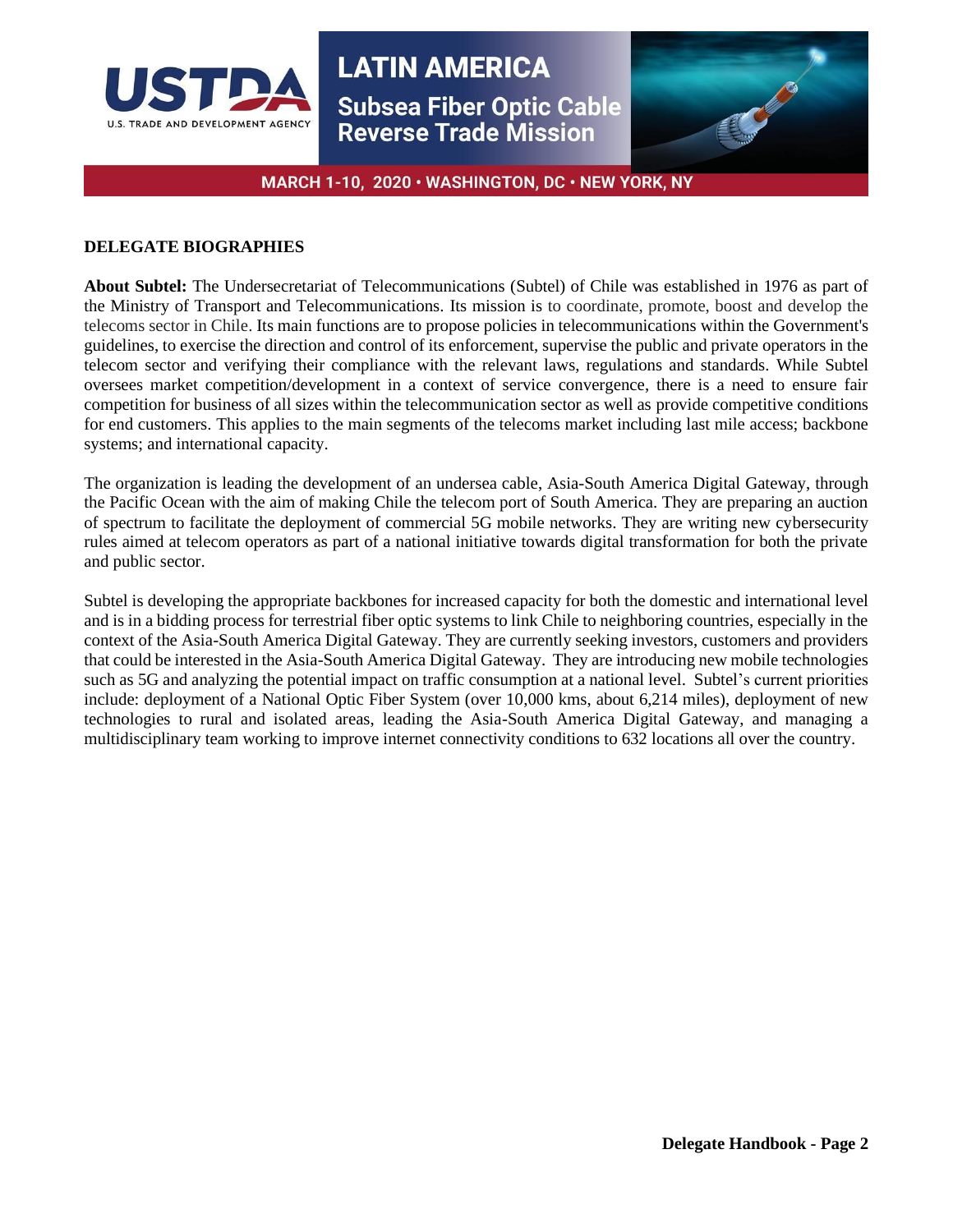## DELEGATE BIOGRAPHIES

**About Subtel:** The Undersecretariat of Telecommunications (Subtel) of Chile was established in 1976 as part of the Ministry of Transport and Telecommunications. Its mission is to coordinate, promote, boost and develop the telecoms sector in Chile. Its main functions are to propose policies in telecommunications within the Government's guidelines, to exercise the direction and control of its enforcement, supervise the public and private operators in the telecom sector and verifying their compliance with the relevant laws, regulations and standards. While Subtel oversees market competition/development in a context of service convergence, there is a need to ensure fair competition for business of all sizes within the telecommunication sector as well as provide competitive conditions for end customers. This applies to the main segments of the telecoms market including last mile access; backbone systems; and international capacity.

The organization is leading the development of an undersea cable, Asia-South America Digital Gateway, through the Pacific Ocean with the aim of making Chile the telecom port of South America. They are preparing an auction of spectrum to facilitate the deployment of commercial 5G mobile networks. They are writing new cybersecurity rules aimed at telecom operators as part of a national initiative towards digital transformation for both the private and public sector.

Subtel is developing the appropriate backbones for increased capacity for both the domestic and international level and is in a bidding process for terrestrial fiber optic systems to link Chile to neighboring countries, especially in the context of the Asia-South America Digital Gateway. They are currently seeking investors, customers and providers that could be interested in the Asia-South America Digital Gateway. They are introducing new mobile technologies such as 5G and analyzing the potential impact on traffic consumption at a national level. Subtel's current priorities include: deployment of a National Optic Fiber System (over 10,000 kms, about 6,214 miles), deployment of new technologies to rural and isolated areas, leading the Asia-South America Digital Gateway, and managing a multidisciplinary team working to improve internet connectivity conditions to 632 locations all over the country.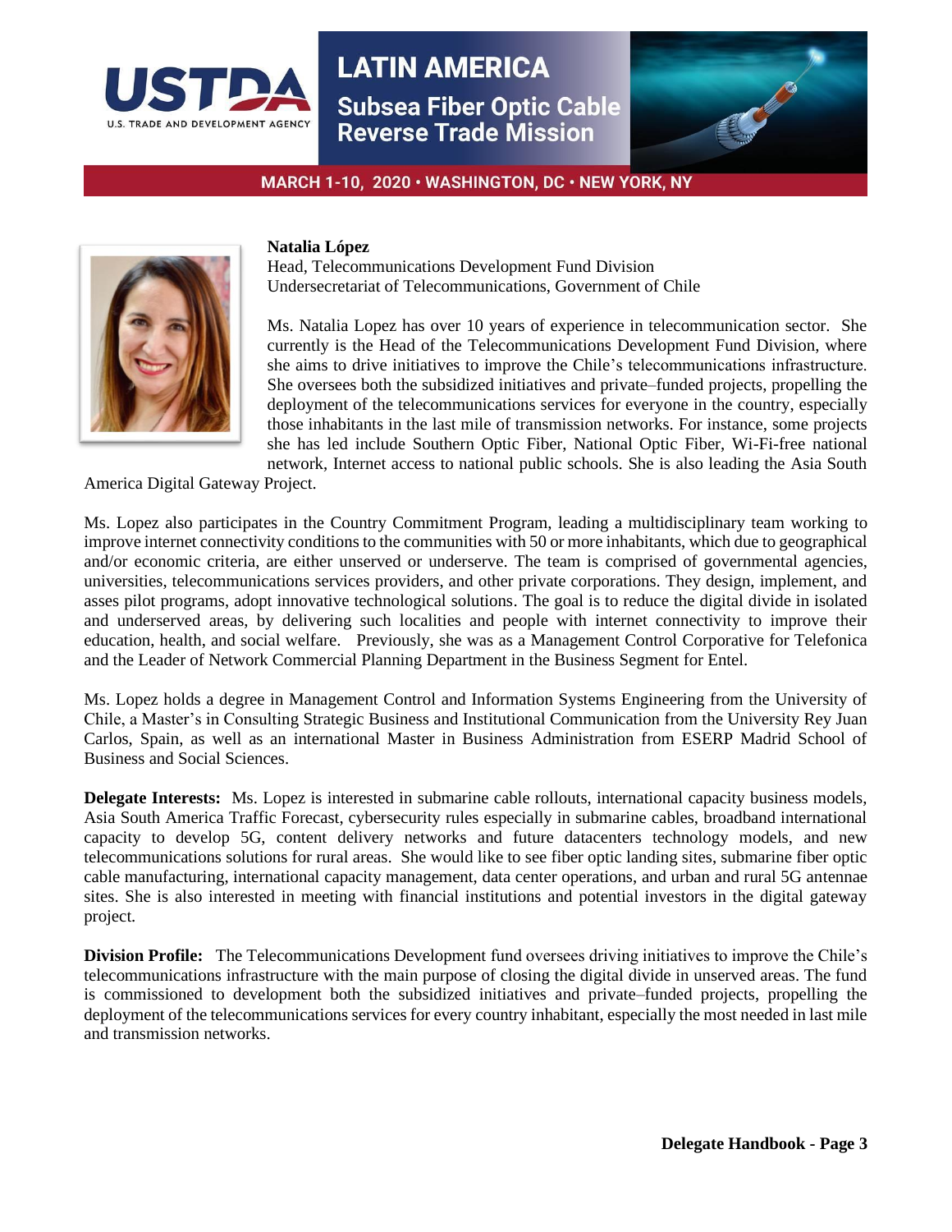**Natalia López**
Head, Telecommunications Development Fund Division
Undersecretariat of Telecommunications, Government of Chile

Ms. Natalia Lopez has over 10 years of experience in telecommunication sector. She currently is the Head of the Telecommunications Development Fund Division, where she aims to drive initiatives to improve the Chile's telecommunications infrastructure. She oversees both the subsidized initiatives and private–funded projects, propelling the deployment of the telecommunications services for everyone in the country, especially those inhabitants in the last mile of transmission networks. For instance, some projects she has led include Southern Optic Fiber, National Optic Fiber, Wi-Fi-free national network, Internet access to national public schools. She is also leading the Asia South America Digital Gateway Project.

Ms. Lopez also participates in the Country Commitment Program, leading a multidisciplinary team working to improve internet connectivity conditions to the communities with 50 or more inhabitants, which due to geographical and/or economic criteria, are either unserved or underserve. The team is comprised of governmental agencies, universities, telecommunications services providers, and other private corporations. They design, implement, and asses pilot programs, adopt innovative technological solutions. The goal is to reduce the digital divide in isolated and underserved areas, by delivering such localities and people with internet connectivity to improve their education, health, and social welfare. Previously, she was as a Management Control Corporative for Telefonica and the Leader of Network Commercial Planning Department in the Business Segment for Entel.

Ms. Lopez holds a degree in Management Control and Information Systems Engineering from the University of Chile, a Master's in Consulting Strategic Business and Institutional Communication from the University Rey Juan Carlos, Spain, as well as an international Master in Business Administration from ESERP Madrid School of Business and Social Sciences.

**Delegate Interests:** Ms. Lopez is interested in submarine cable rollouts, international capacity business models, Asia South America Traffic Forecast, cybersecurity rules especially in submarine cables, broadband international capacity to develop 5G, content delivery networks and future datacenters technology models, and new telecommunications solutions for rural areas. She would like to see fiber optic landing sites, submarine fiber optic cable manufacturing, international capacity management, data center operations, and urban and rural 5G antennae sites. She is also interested in meeting with financial institutions and potential investors in the digital gateway project.

**Division Profile:** The Telecommunications Development fund oversees driving initiatives to improve the Chile's telecommunications infrastructure with the main purpose of closing the digital divide in unserved areas. The fund is commissioned to development both the subsidized initiatives and private–funded projects, propelling the deployment of the telecommunications services for every country inhabitant, especially the most needed in last mile and transmission networks.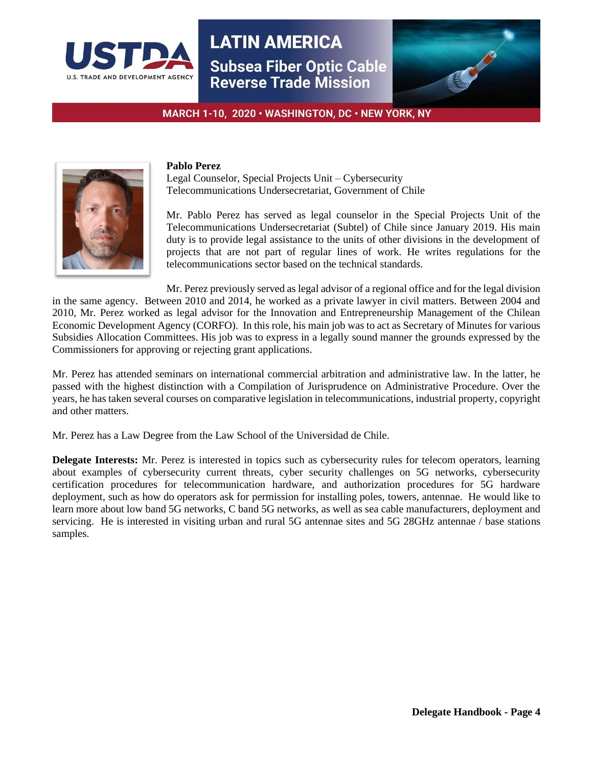**Pablo Perez**
Legal Counselor, Special Projects Unit – Cybersecurity
Telecommunications Undersecretariat, Government of Chile

Mr. Pablo Perez has served as legal counselor in the Special Projects Unit of the Telecommunications Undersecretariat (Subtel) of Chile since January 2019. His main duty is to provide legal assistance to the units of other divisions in the development of projects that are not part of regular lines of work. He writes regulations for the telecommunications sector based on the technical standards.

Mr. Perez previously served as legal advisor of a regional office and for the legal division in the same agency. Between 2010 and 2014, he worked as a private lawyer in civil matters. Between 2004 and 2010, Mr. Perez worked as legal advisor for the Innovation and Entrepreneurship Management of the Chilean Economic Development Agency (CORFO). In this role, his main job was to act as Secretary of Minutes for various Subsidies Allocation Committees. His job was to express in a legally sound manner the grounds expressed by the Commissioners for approving or rejecting grant applications.

Mr. Perez has attended seminars on international commercial arbitration and administrative law. In the latter, he passed with the highest distinction with a Compilation of Jurisprudence on Administrative Procedure. Over the years, he has taken several courses on comparative legislation in telecommunications, industrial property, copyright and other matters.

Mr. Perez has a Law Degree from the Law School of the Universidad de Chile.

**Delegate Interests:** Mr. Perez is interested in topics such as cybersecurity rules for telecom operators, learning about examples of cybersecurity current threats, cyber security challenges on 5G networks, cybersecurity certification procedures for telecommunication hardware, and authorization procedures for 5G hardware deployment, such as how do operators ask for permission for installing poles, towers, antennae. He would like to learn more about low band 5G networks, C band 5G networks, as well as sea cable manufacturers, deployment and servicing. He is interested in visiting urban and rural 5G antennae sites and 5G 28GHz antennae / base stations samples.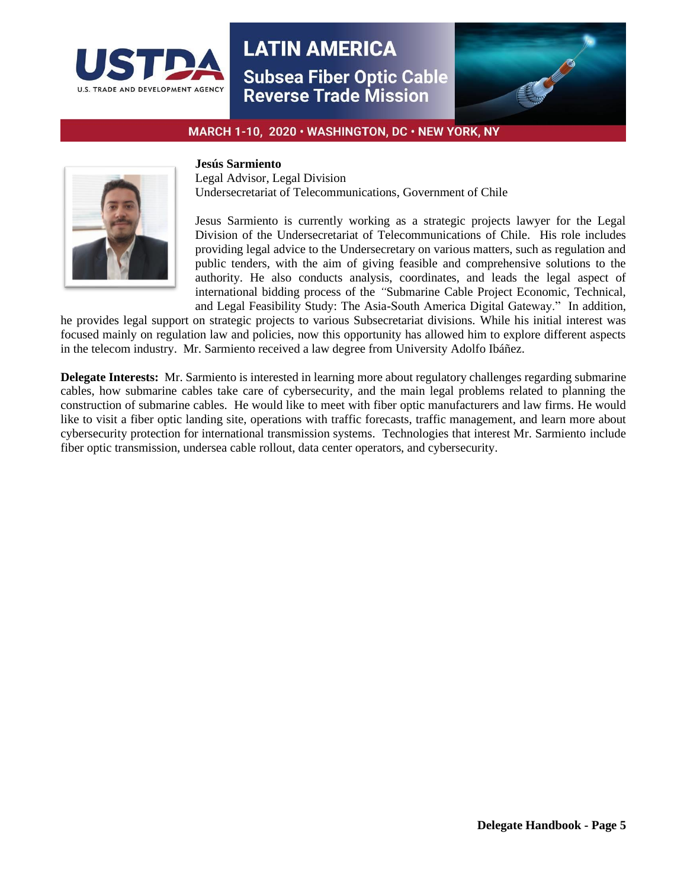**Jesús Sarmiento**
Legal Advisor, Legal Division
Undersecretariat of Telecommunications, Government of Chile

Jesus Sarmiento is currently working as a strategic projects lawyer for the Legal Division of the Undersecretariat of Telecommunications of Chile. His role includes providing legal advice to the Undersecretary on various matters, such as regulation and public tenders, with the aim of giving feasible and comprehensive solutions to the authority. He also conducts analysis, coordinates, and leads the legal aspect of international bidding process of the "Submarine Cable Project Economic, Technical, and Legal Feasibility Study: The Asia-South America Digital Gateway." In addition, he provides legal support on strategic projects to various Subsecretariat divisions. While his initial interest was focused mainly on regulation law and policies, now this opportunity has allowed him to explore different aspects in the telecom industry. Mr. Sarmiento received a law degree from University Adolfo Ibáñez.

**Delegate Interests:** Mr. Sarmiento is interested in learning more about regulatory challenges regarding submarine cables, how submarine cables take care of cybersecurity, and the main legal problems related to planning the construction of submarine cables. He would like to meet with fiber optic manufacturers and law firms. He would like to visit a fiber optic landing site, operations with traffic forecasts, traffic management, and learn more about cybersecurity protection for international transmission systems. Technologies that interest Mr. Sarmiento include fiber optic transmission, undersea cable rollout, data center operators, and cybersecurity.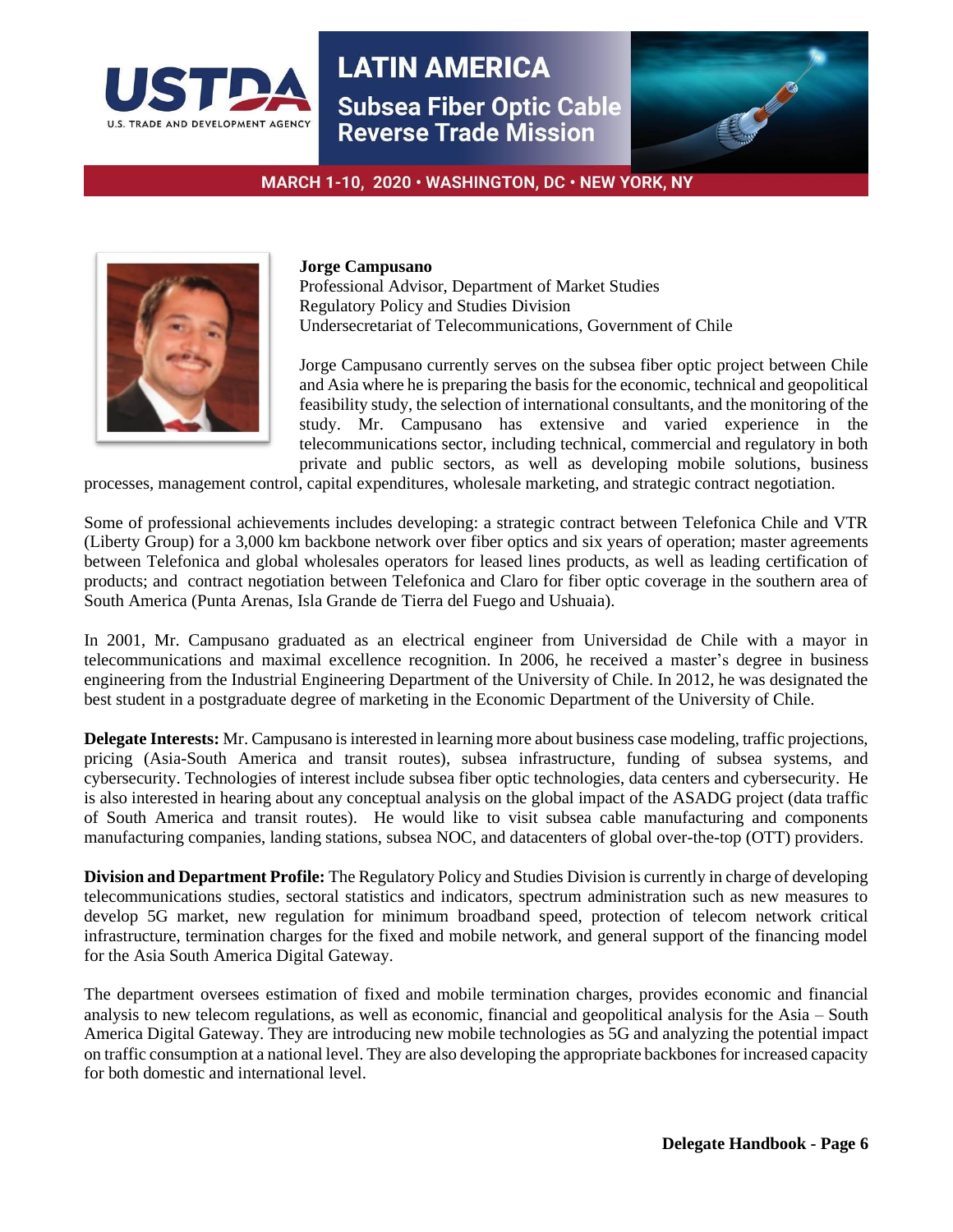**Jorge Campusano**
Professional Advisor, Department of Market Studies
Regulatory Policy and Studies Division
Undersecretariat of Telecommunications, Government of Chile

Jorge Campusano currently serves on the subsea fiber optic project between Chile and Asia where he is preparing the basis for the economic, technical and geopolitical feasibility study, the selection of international consultants, and the monitoring of the study. Mr. Campusano has extensive and varied experience in the telecommunications sector, including technical, commercial and regulatory in both private and public sectors, as well as developing mobile solutions, business processes, management control, capital expenditures, wholesale marketing, and strategic contract negotiation.

Some of professional achievements includes developing: a strategic contract between Telefonica Chile and VTR (Liberty Group) for a 3,000 km backbone network over fiber optics and six years of operation; master agreements between Telefonica and global wholesales operators for leased lines products, as well as leading certification of products; and contract negotiation between Telefonica and Claro for fiber optic coverage in the southern area of South America (Punta Arenas, Isla Grande de Tierra del Fuego and Ushuaia).

In 2001, Mr. Campusano graduated as an electrical engineer from Universidad de Chile with a mayor in telecommunications and maximal excellence recognition. In 2006, he received a master's degree in business engineering from the Industrial Engineering Department of the University of Chile. In 2012, he was designated the best student in a postgraduate degree of marketing in the Economic Department of the University of Chile.

**Delegate Interests:** Mr. Campusano is interested in learning more about business case modeling, traffic projections, pricing (Asia-South America and transit routes), subsea infrastructure, funding of subsea systems, and cybersecurity. Technologies of interest include subsea fiber optic technologies, data centers and cybersecurity. He is also interested in hearing about any conceptual analysis on the global impact of the ASADG project (data traffic of South America and transit routes). He would like to visit subsea cable manufacturing and components manufacturing companies, landing stations, subsea NOC, and datacenters of global over-the-top (OTT) providers.

**Division and Department Profile:** The Regulatory Policy and Studies Division is currently in charge of developing telecommunications studies, sectoral statistics and indicators, spectrum administration such as new measures to develop 5G market, new regulation for minimum broadband speed, protection of telecom network critical infrastructure, termination charges for the fixed and mobile network, and general support of the financing model for the Asia South America Digital Gateway.

The department oversees estimation of fixed and mobile termination charges, provides economic and financial analysis to new telecom regulations, as well as economic, financial and geopolitical analysis for the Asia – South America Digital Gateway. They are introducing new mobile technologies as 5G and analyzing the potential impact on traffic consumption at a national level. They are also developing the appropriate backbones for increased capacity for both domestic and international level.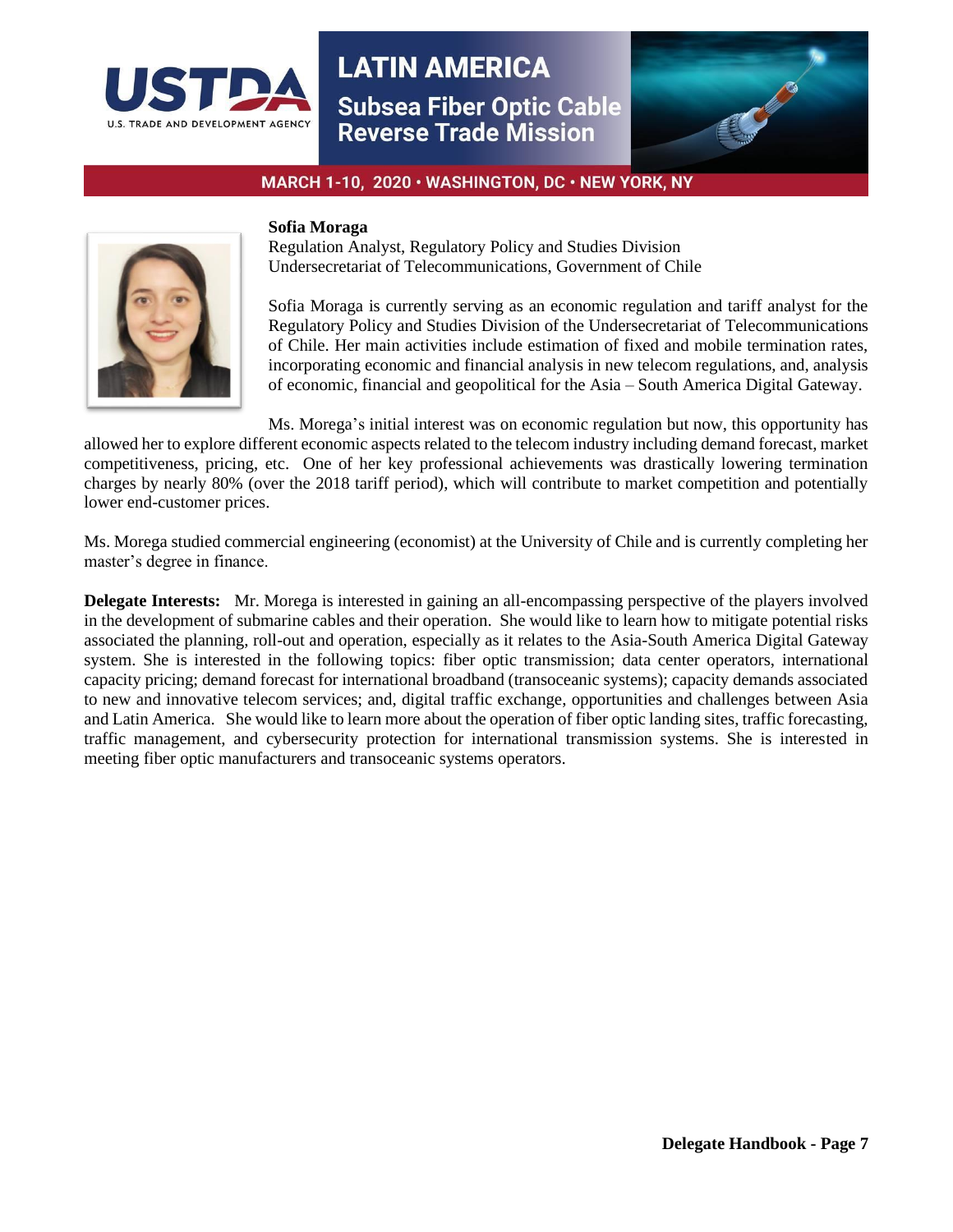**Sofia Moraga**
Regulation Analyst, Regulatory Policy and Studies Division
Undersecretariat of Telecommunications, Government of Chile

Sofia Moraga is currently serving as an economic regulation and tariff analyst for the Regulatory Policy and Studies Division of the Undersecretariat of Telecommunications of Chile. Her main activities include estimation of fixed and mobile termination rates, incorporating economic and financial analysis in new telecom regulations, and, analysis of economic, financial and geopolitical for the Asia – South America Digital Gateway.

Ms. Morega's initial interest was on economic regulation but now, this opportunity has allowed her to explore different economic aspects related to the telecom industry including demand forecast, market competitiveness, pricing, etc. One of her key professional achievements was drastically lowering termination charges by nearly 80% (over the 2018 tariff period), which will contribute to market competition and potentially lower end-customer prices.

Ms. Morega studied commercial engineering (economist) at the University of Chile and is currently completing her master's degree in finance.

**Delegate Interests:** Mr. Morega is interested in gaining an all-encompassing perspective of the players involved in the development of submarine cables and their operation. She would like to learn how to mitigate potential risks associated the planning, roll-out and operation, especially as it relates to the Asia-South America Digital Gateway system. She is interested in the following topics: fiber optic transmission; data center operators, international capacity pricing; demand forecast for international broadband (transoceanic systems); capacity demands associated to new and innovative telecom services; and, digital traffic exchange, opportunities and challenges between Asia and Latin America. She would like to learn more about the operation of fiber optic landing sites, traffic forecasting, traffic management, and cybersecurity protection for international transmission systems. She is interested in meeting fiber optic manufacturers and transoceanic systems operators.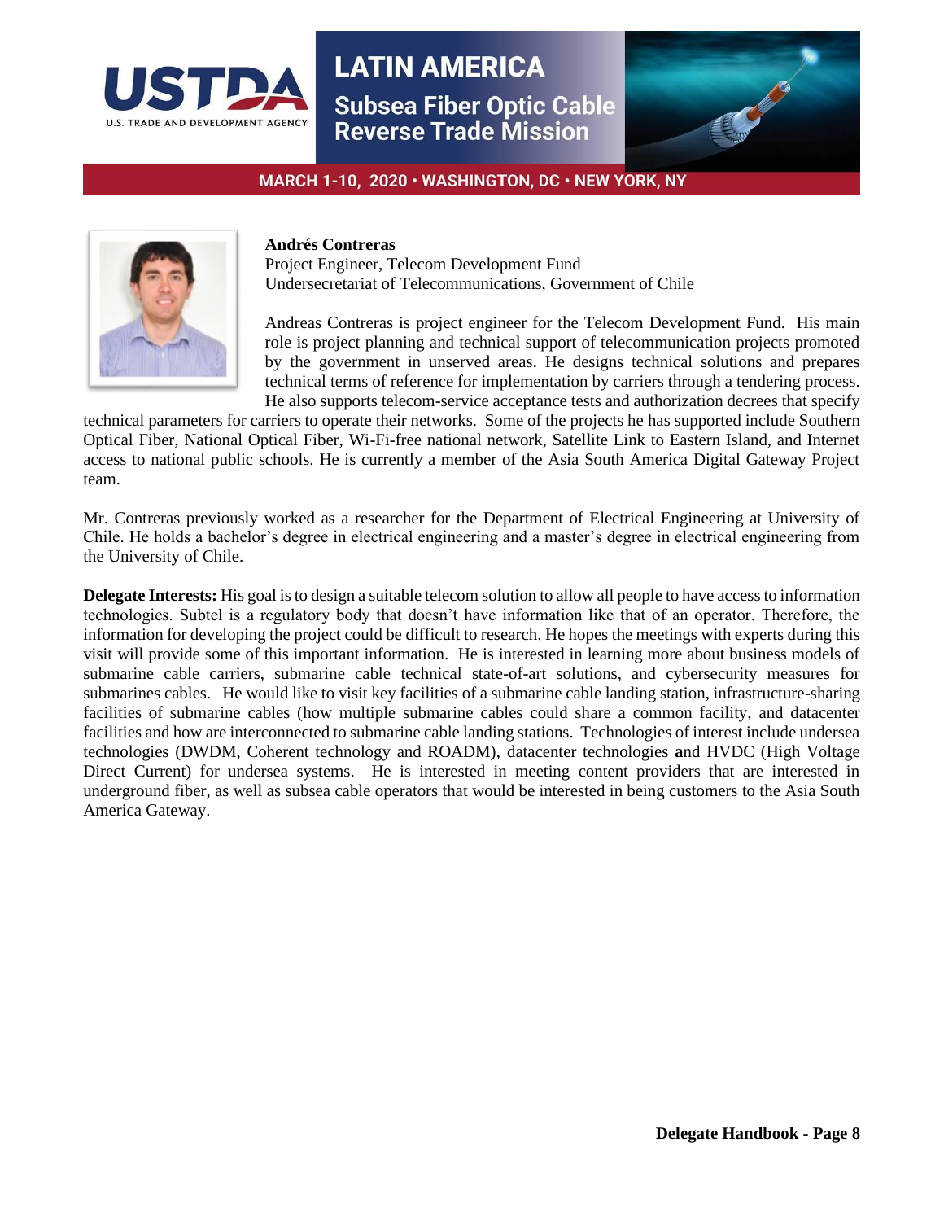**Andrés Contreras**
Project Engineer, Telecom Development Fund
Undersecretariat of Telecommunications, Government of Chile

Andreas Contreras is project engineer for the Telecom Development Fund. His main role is project planning and technical support of telecommunication projects promoted by the government in unserved areas. He designs technical solutions and prepares technical terms of reference for implementation by carriers through a tendering process. He also supports telecom-service acceptance tests and authorization decrees that specify technical parameters for carriers to operate their networks. Some of the projects he has supported include Southern Optical Fiber, National Optical Fiber, Wi-Fi-free national network, Satellite Link to Eastern Island, and Internet access to national public schools. He is currently a member of the Asia South America Digital Gateway Project team.

Mr. Contreras previously worked as a researcher for the Department of Electrical Engineering at University of Chile. He holds a bachelor's degree in electrical engineering and a master's degree in electrical engineering from the University of Chile.

**Delegate Interests:** His goal is to design a suitable telecom solution to allow all people to have access to information technologies. Subtel is a regulatory body that doesn't have information like that of an operator. Therefore, the information for developing the project could be difficult to research. He hopes the meetings with experts during this visit will provide some of this important information. He is interested in learning more about business models of submarine cable carriers, submarine cable technical state-of-art solutions, and cybersecurity measures for submarines cables. He would like to visit key facilities of a submarine cable landing station, infrastructure-sharing facilities of submarine cables (how multiple submarine cables could share a common facility, and datacenter facilities and how are interconnected to submarine cable landing stations. Technologies of interest include undersea technologies (DWDM, Coherent technology and ROADM), datacenter technologies **a**nd HVDC (High Voltage Direct Current) for undersea systems. He is interested in meeting content providers that are interested in underground fiber, as well as subsea cable operators that would be interested in being customers to the Asia South America Gateway.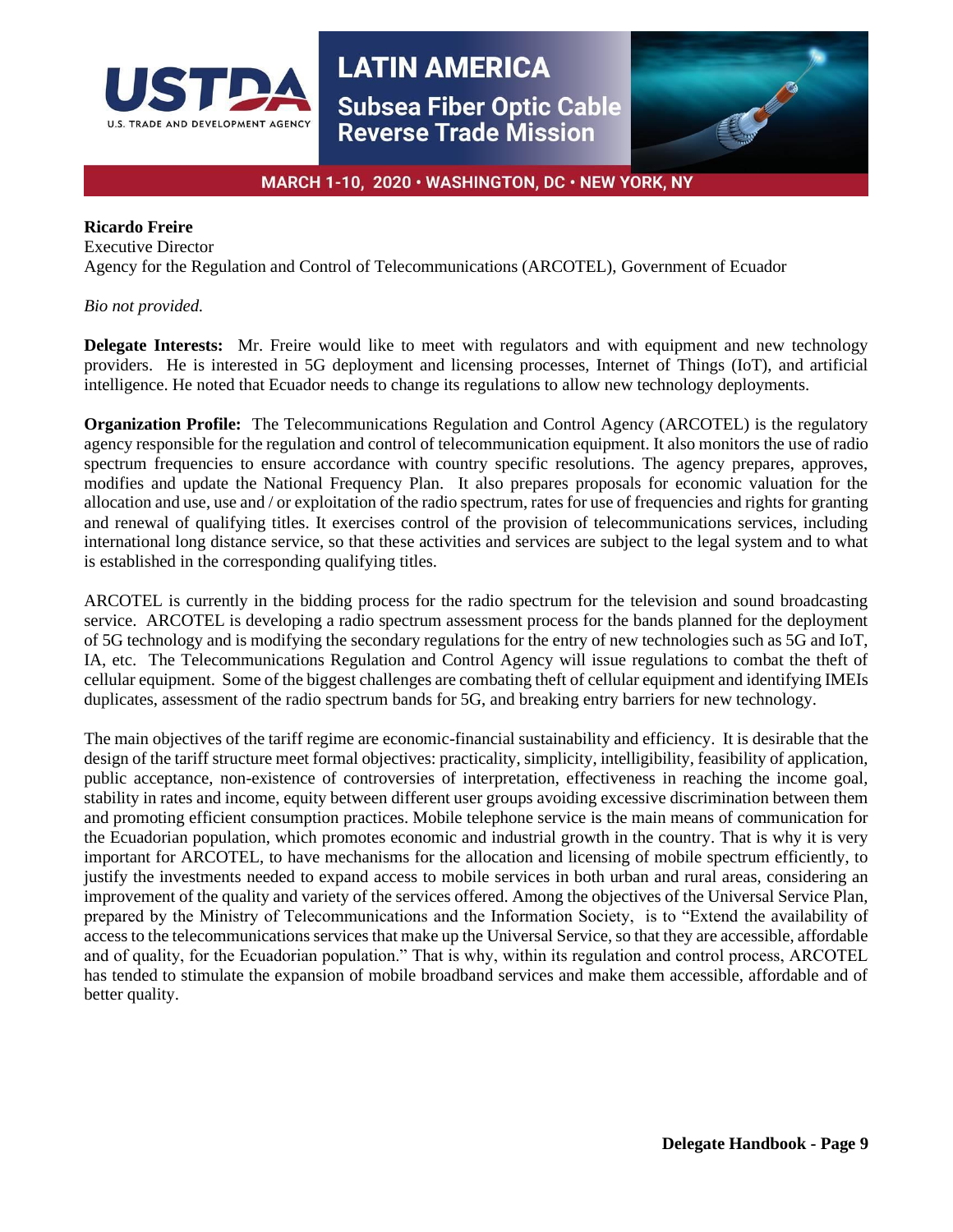**Ricardo Freire**
Executive Director
Agency for the Regulation and Control of Telecommunications (ARCOTEL), Government of Ecuador

*Bio not provided.*

**Delegate Interests:** Mr. Freire would like to meet with regulators and with equipment and new technology providers. He is interested in 5G deployment and licensing processes, Internet of Things (IoT), and artificial intelligence. He noted that Ecuador needs to change its regulations to allow new technology deployments.

**Organization Profile:** The Telecommunications Regulation and Control Agency (ARCOTEL) is the regulatory agency responsible for the regulation and control of telecommunication equipment. It also monitors the use of radio spectrum frequencies to ensure accordance with country specific resolutions. The agency prepares, approves, modifies and update the National Frequency Plan. It also prepares proposals for economic valuation for the allocation and use, use and / or exploitation of the radio spectrum, rates for use of frequencies and rights for granting and renewal of qualifying titles. It exercises control of the provision of telecommunications services, including international long distance service, so that these activities and services are subject to the legal system and to what is established in the corresponding qualifying titles.

ARCOTEL is currently in the bidding process for the radio spectrum for the television and sound broadcasting service. ARCOTEL is developing a radio spectrum assessment process for the bands planned for the deployment of 5G technology and is modifying the secondary regulations for the entry of new technologies such as 5G and IoT, IA, etc. The Telecommunications Regulation and Control Agency will issue regulations to combat the theft of cellular equipment. Some of the biggest challenges are combating theft of cellular equipment and identifying IMEIs duplicates, assessment of the radio spectrum bands for 5G, and breaking entry barriers for new technology.

The main objectives of the tariff regime are economic-financial sustainability and efficiency. It is desirable that the design of the tariff structure meet formal objectives: practicality, simplicity, intelligibility, feasibility of application, public acceptance, non-existence of controversies of interpretation, effectiveness in reaching the income goal, stability in rates and income, equity between different user groups avoiding excessive discrimination between them and promoting efficient consumption practices. Mobile telephone service is the main means of communication for the Ecuadorian population, which promotes economic and industrial growth in the country. That is why it is very important for ARCOTEL, to have mechanisms for the allocation and licensing of mobile spectrum efficiently, to justify the investments needed to expand access to mobile services in both urban and rural areas, considering an improvement of the quality and variety of the services offered. Among the objectives of the Universal Service Plan, prepared by the Ministry of Telecommunications and the Information Society, is to "Extend the availability of access to the telecommunications services that make up the Universal Service, so that they are accessible, affordable and of quality, for the Ecuadorian population." That is why, within its regulation and control process, ARCOTEL has tended to stimulate the expansion of mobile broadband services and make them accessible, affordable and of better quality.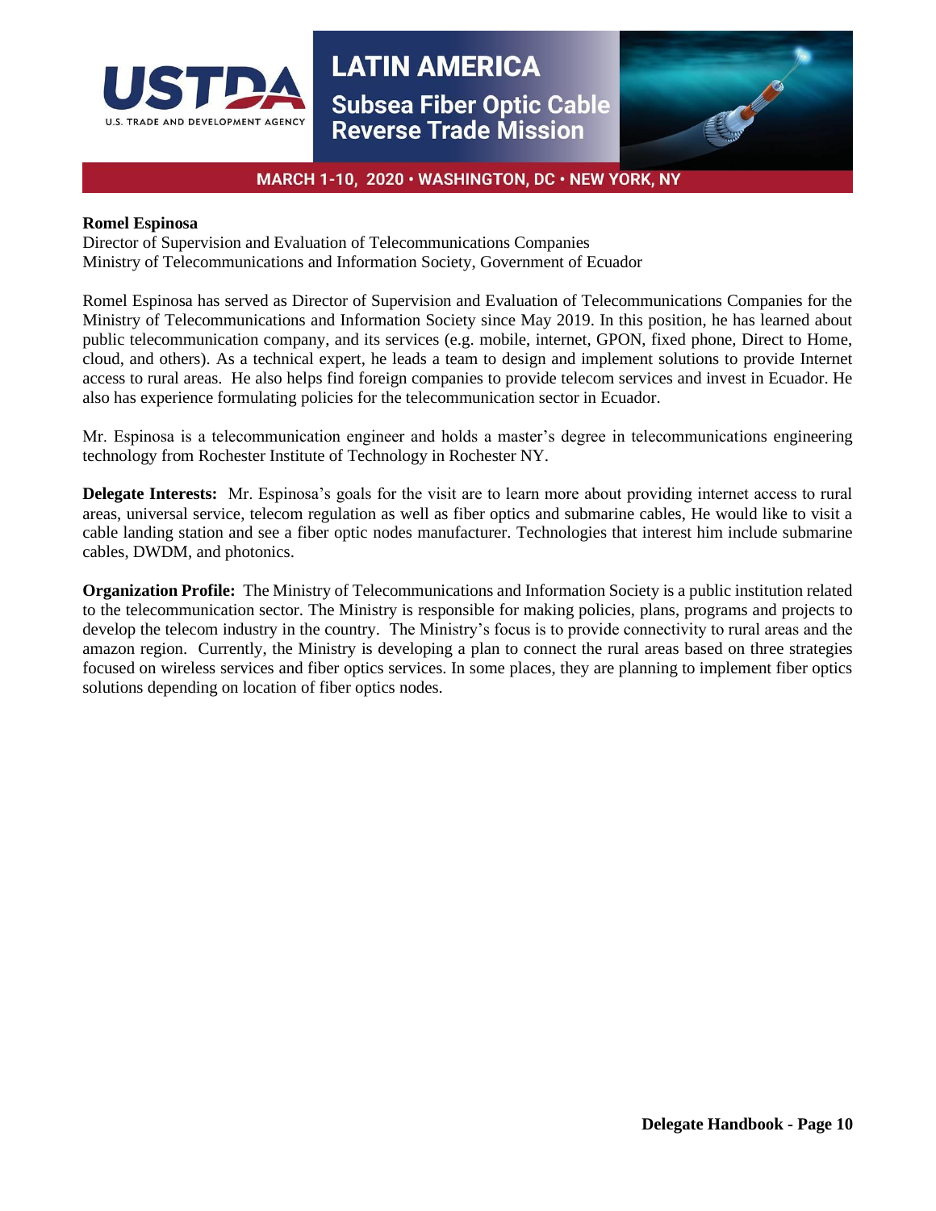**Romel Espinosa**
Director of Supervision and Evaluation of Telecommunications Companies
Ministry of Telecommunications and Information Society, Government of Ecuador

Romel Espinosa has served as Director of Supervision and Evaluation of Telecommunications Companies for the Ministry of Telecommunications and Information Society since May 2019. In this position, he has learned about public telecommunication company, and its services (e.g. mobile, internet, GPON, fixed phone, Direct to Home, cloud, and others). As a technical expert, he leads a team to design and implement solutions to provide Internet access to rural areas. He also helps find foreign companies to provide telecom services and invest in Ecuador. He also has experience formulating policies for the telecommunication sector in Ecuador.

Mr. Espinosa is a telecommunication engineer and holds a master's degree in telecommunications engineering technology from Rochester Institute of Technology in Rochester NY.

**Delegate Interests:** Mr. Espinosa's goals for the visit are to learn more about providing internet access to rural areas, universal service, telecom regulation as well as fiber optics and submarine cables, He would like to visit a cable landing station and see a fiber optic nodes manufacturer. Technologies that interest him include submarine cables, DWDM, and photonics.

**Organization Profile:** The Ministry of Telecommunications and Information Society is a public institution related to the telecommunication sector. The Ministry is responsible for making policies, plans, programs and projects to develop the telecom industry in the country. The Ministry's focus is to provide connectivity to rural areas and the amazon region. Currently, the Ministry is developing a plan to connect the rural areas based on three strategies focused on wireless services and fiber optics services. In some places, they are planning to implement fiber optics solutions depending on location of fiber optics nodes.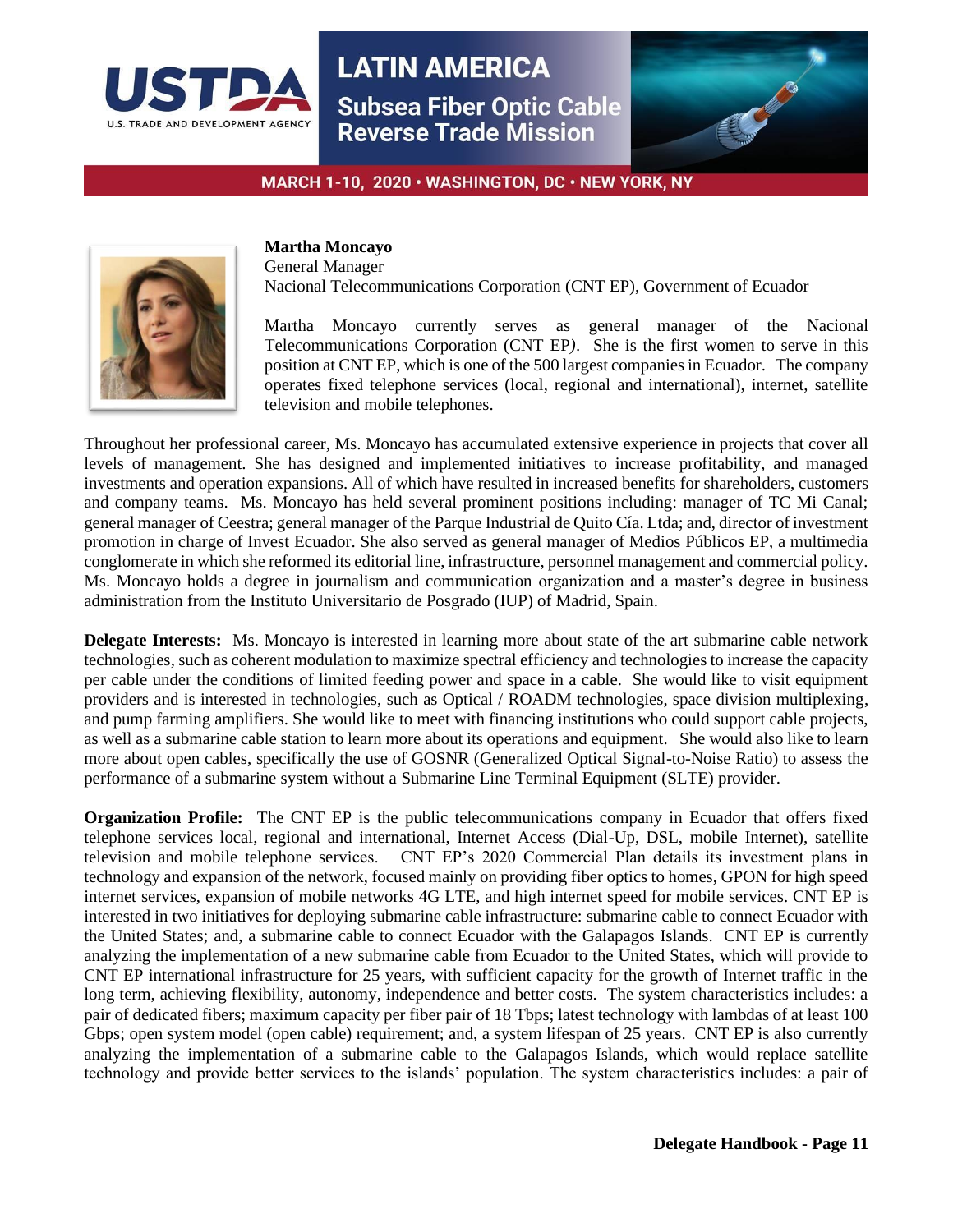**Martha Moncayo**
General Manager
Nacional Telecommunications Corporation (CNT EP), Government of Ecuador

Martha Moncayo currently serves as general manager of the Nacional Telecommunications Corporation (CNT EP*)*. She is the first women to serve in this position at CNT EP, which is one of the 500 largest companies in Ecuador. The company operates fixed telephone services (local, regional and international), internet, satellite television and mobile telephones.

Throughout her professional career, Ms. Moncayo has accumulated extensive experience in projects that cover all levels of management. She has designed and implemented initiatives to increase profitability, and managed investments and operation expansions. All of which have resulted in increased benefits for shareholders, customers and company teams. Ms. Moncayo has held several prominent positions including: manager of TC Mi Canal; general manager of Ceestra; general manager of the Parque Industrial de Quito Cía. Ltda; and, director of investment promotion in charge of Invest Ecuador. She also served as general manager of Medios Públicos EP, a multimedia conglomerate in which she reformed its editorial line, infrastructure, personnel management and commercial policy. Ms. Moncayo holds a degree in journalism and communication organization and a master's degree in business administration from the Instituto Universitario de Posgrado (IUP) of Madrid, Spain.

**Delegate Interests:** Ms. Moncayo is interested in learning more about state of the art submarine cable network technologies, such as coherent modulation to maximize spectral efficiency and technologies to increase the capacity per cable under the conditions of limited feeding power and space in a cable. She would like to visit equipment providers and is interested in technologies, such as Optical / ROADM technologies, space division multiplexing, and pump farming amplifiers. She would like to meet with financing institutions who could support cable projects, as well as a submarine cable station to learn more about its operations and equipment. She would also like to learn more about open cables, specifically the use of GOSNR (Generalized Optical Signal-to-Noise Ratio) to assess the performance of a submarine system without a Submarine Line Terminal Equipment (SLTE) provider.

**Organization Profile:** The CNT EP is the public telecommunications company in Ecuador that offers fixed telephone services local, regional and international, Internet Access (Dial-Up, DSL, mobile Internet), satellite television and mobile telephone services. CNT EP's 2020 Commercial Plan details its investment plans in technology and expansion of the network, focused mainly on providing fiber optics to homes, GPON for high speed internet services, expansion of mobile networks 4G LTE, and high internet speed for mobile services. CNT EP is interested in two initiatives for deploying submarine cable infrastructure: submarine cable to connect Ecuador with the United States; and, a submarine cable to connect Ecuador with the Galapagos Islands. CNT EP is currently analyzing the implementation of a new submarine cable from Ecuador to the United States, which will provide to CNT EP international infrastructure for 25 years, with sufficient capacity for the growth of Internet traffic in the long term, achieving flexibility, autonomy, independence and better costs. The system characteristics includes: a pair of dedicated fibers; maximum capacity per fiber pair of 18 Tbps; latest technology with lambdas of at least 100 Gbps; open system model (open cable) requirement; and, a system lifespan of 25 years. CNT EP is also currently analyzing the implementation of a submarine cable to the Galapagos Islands, which would replace satellite technology and provide better services to the islands' population. The system characteristics includes: a pair of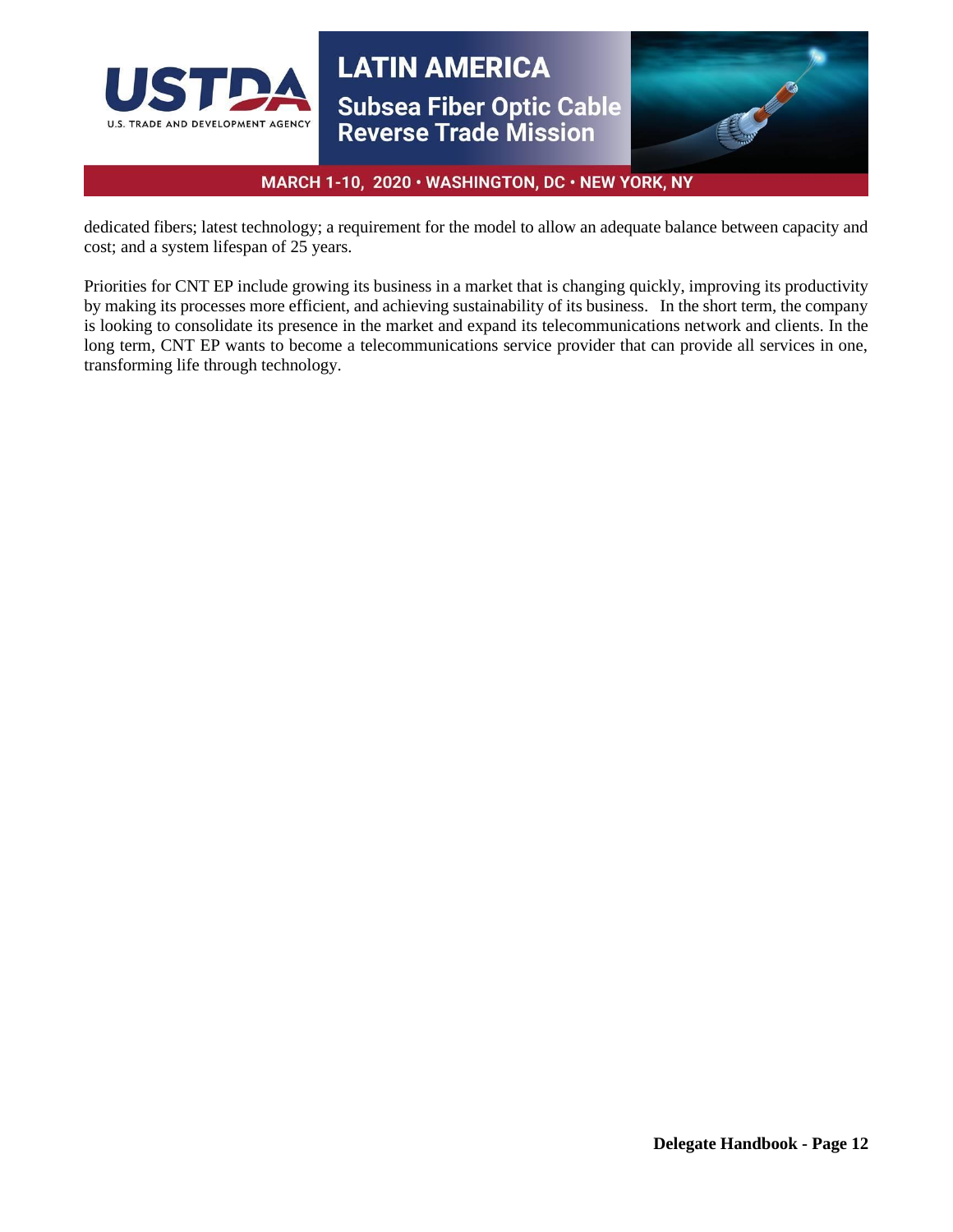dedicated fibers; latest technology; a requirement for the model to allow an adequate balance between capacity and cost; and a system lifespan of 25 years.

Priorities for CNT EP include growing its business in a market that is changing quickly, improving its productivity by making its processes more efficient, and achieving sustainability of its business. In the short term, the company is looking to consolidate its presence in the market and expand its telecommunications network and clients. In the long term, CNT EP wants to become a telecommunications service provider that can provide all services in one, transforming life through technology.